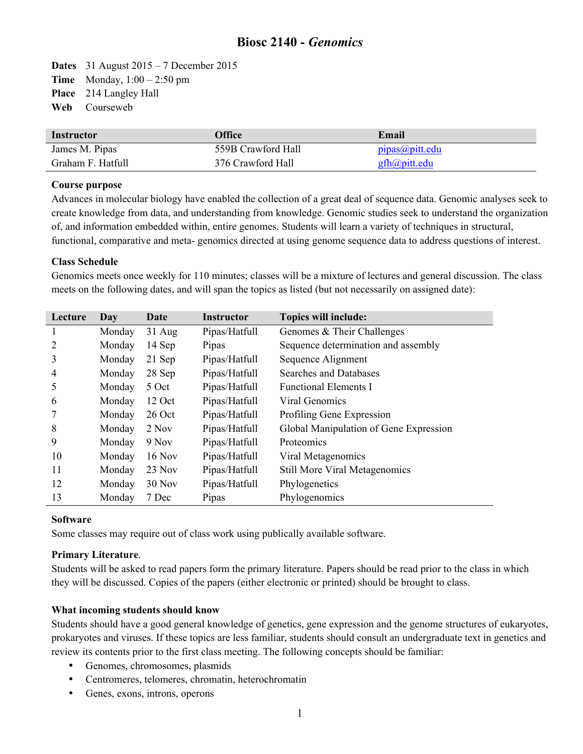# Biosc 2140 - *Genomics*

**Dates** 31 August 2015 – 7 December 2015
**Time** Monday, 1:00 – 2:50 pm
**Place** 214 Langley Hall
**Web** Courseweb

| Instructor | Office | Email |
|---|---|---|
| James M. Pipas | 559B Crawford Hall | pipas@pitt.edu |
| Graham F. Hatfull | 376 Crawford Hall | gfh@pitt.edu |

**Course purpose**

Advances in molecular biology have enabled the collection of a great deal of sequence data. Genomic analyses seek to create knowledge from data, and understanding from knowledge. Genomic studies seek to understand the organization of, and information embedded within, entire genomes. Students will learn a variety of techniques in structural, functional, comparative and meta- genomics directed at using genome sequence data to address questions of interest.

**Class Schedule**

Genomics meets once weekly for 110 minutes; classes will be a mixture of lectures and general discussion. The class meets on the following dates, and will span the topics as listed (but not necessarily on assigned date):

| Lecture | Day | Date | Instructor | Topics will include: |
|---|---|---|---|---|
| 1 | Monday | 31 Aug | Pipas/Hatfull | Genomes & Their Challenges |
| 2 | Monday | 14 Sep | Pipas | Sequence determination and assembly |
| 3 | Monday | 21 Sep | Pipas/Hatfull | Sequence Alignment |
| 4 | Monday | 28 Sep | Pipas/Hatfull | Searches and Databases |
| 5 | Monday | 5 Oct | Pipas/Hatfull | Functional Elements I |
| 6 | Monday | 12 Oct | Pipas/Hatfull | Viral Genomics |
| 7 | Monday | 26 Oct | Pipas/Hatfull | Profiling Gene Expression |
| 8 | Monday | 2 Nov | Pipas/Hatfull | Global Manipulation of Gene Expression |
| 9 | Monday | 9 Nov | Pipas/Hatfull | Proteomics |
| 10 | Monday | 16 Nov | Pipas/Hatfull | Viral Metagenomics |
| 11 | Monday | 23 Nov | Pipas/Hatfull | Still More Viral Metagenomics |
| 12 | Monday | 30 Nov | Pipas/Hatfull | Phylogenetics |
| 13 | Monday | 7 Dec | Pipas | Phylogenomics |

**Software**

Some classes may require out of class work using publically available software.

**Primary Literature**.

Students will be asked to read papers form the primary literature. Papers should be read prior to the class in which they will be discussed. Copies of the papers (either electronic or printed) should be brought to class.

**What incoming students should know**

Students should have a good general knowledge of genetics, gene expression and the genome structures of eukaryotes, prokaryotes and viruses. If these topics are less familiar, students should consult an undergraduate text in genetics and review its contents prior to the first class meeting. The following concepts should be familiar:

- Genomes, chromosomes, plasmids
- Centromeres, telomeres, chromatin, heterochromatin
- Genes, exons, introns, operons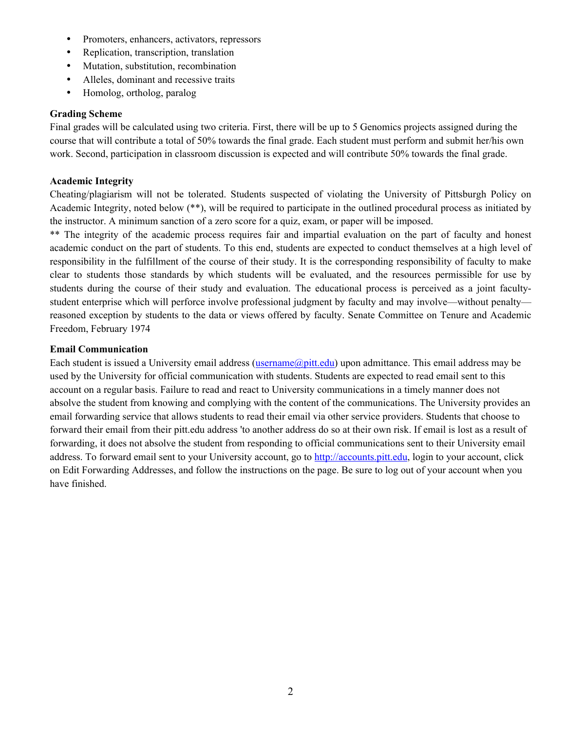- Promoters, enhancers, activators, repressors
- Replication, transcription, translation
- Mutation, substitution, recombination
- Alleles, dominant and recessive traits
- Homolog, ortholog, paralog

**Grading Scheme**

Final grades will be calculated using two criteria. First, there will be up to 5 Genomics projects assigned during the course that will contribute a total of 50% towards the final grade. Each student must perform and submit her/his own work. Second, participation in classroom discussion is expected and will contribute 50% towards the final grade.

**Academic Integrity**

Cheating/plagiarism will not be tolerated. Students suspected of violating the University of Pittsburgh Policy on Academic Integrity, noted below (**), will be required to participate in the outlined procedural process as initiated by the instructor. A minimum sanction of a zero score for a quiz, exam, or paper will be imposed.

** The integrity of the academic process requires fair and impartial evaluation on the part of faculty and honest academic conduct on the part of students. To this end, students are expected to conduct themselves at a high level of responsibility in the fulfillment of the course of their study. It is the corresponding responsibility of faculty to make clear to students those standards by which students will be evaluated, and the resources permissible for use by students during the course of their study and evaluation. The educational process is perceived as a joint faculty-student enterprise which will perforce involve professional judgment by faculty and may involve—without penalty—reasoned exception by students to the data or views offered by faculty. Senate Committee on Tenure and Academic Freedom, February 1974

**Email Communication**

Each student is issued a University email address (username@pitt.edu) upon admittance. This email address may be used by the University for official communication with students. Students are expected to read email sent to this account on a regular basis. Failure to read and react to University communications in a timely manner does not absolve the student from knowing and complying with the content of the communications. The University provides an email forwarding service that allows students to read their email via other service providers. Students that choose to forward their email from their pitt.edu address 'to another address do so at their own risk. If email is lost as a result of forwarding, it does not absolve the student from responding to official communications sent to their University email address. To forward email sent to your University account, go to http://accounts.pitt.edu, login to your account, click on Edit Forwarding Addresses, and follow the instructions on the page. Be sure to log out of your account when you have finished.